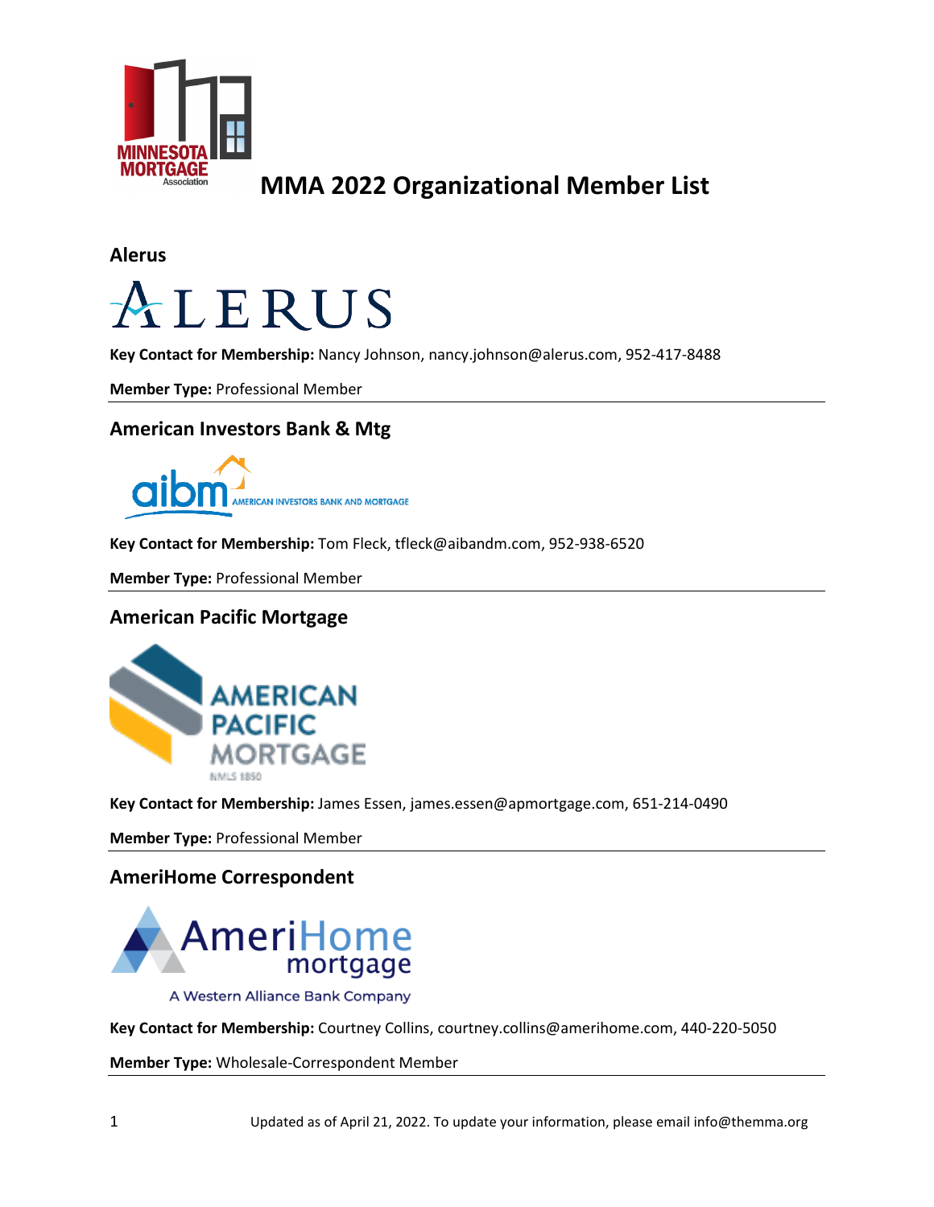# MMA 2022 Organizational Member List

## Alerus

**Key Contact for Membership:** Nancy Johnson, nancy.johnson@alerus.com, 952-417-8488

**Member Type:** Professional Member

---

## American Investors Bank & Mtg

**Key Contact for Membership:** Tom Fleck, tfleck@aibandm.com, 952-938-6520

**Member Type:** Professional Member

---

## American Pacific Mortgage

**Key Contact for Membership:** James Essen, james.essen@apmortgage.com, 651-214-0490

**Member Type:** Professional Member

---

## AmeriHome Correspondent

**Key Contact for Membership:** Courtney Collins, courtney.collins@amerihome.com, 440-220-5050

**Member Type:** Wholesale-Correspondent Member

---

Updated as of April 21, 2022. To update your information, please email info@themma.org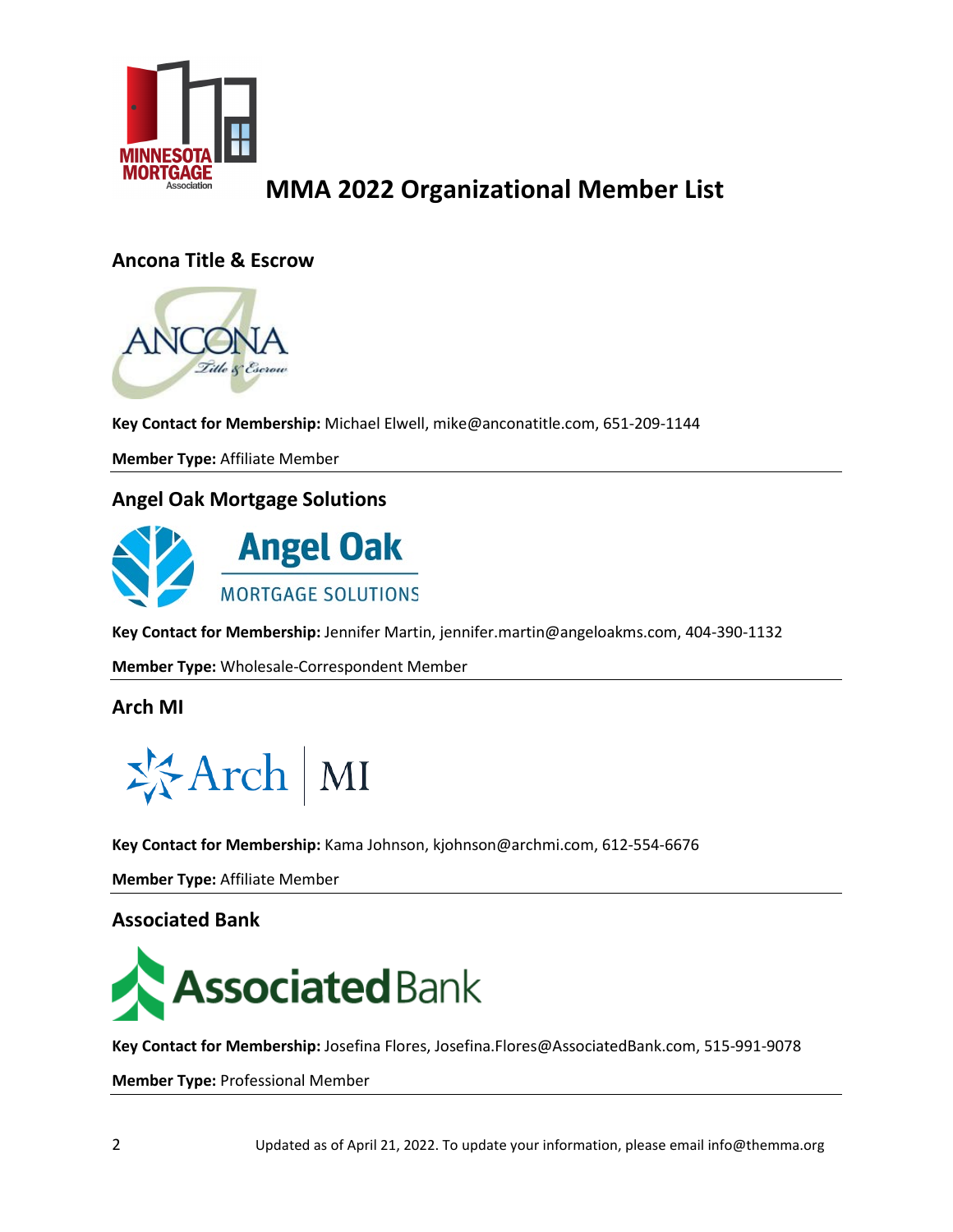# MMA 2022 Organizational Member List

## Ancona Title & Escrow

**Key Contact for Membership:** Michael Elwell, mike@anconatitle.com, 651-209-1144

**Member Type:** Affiliate Member

---

## Angel Oak Mortgage Solutions

**Key Contact for Membership:** Jennifer Martin, jennifer.martin@angeloakms.com, 404-390-1132

**Member Type:** Wholesale-Correspondent Member

---

## Arch MI

**Key Contact for Membership:** Kama Johnson, kjohnson@archmi.com, 612-554-6676

**Member Type:** Affiliate Member

---

## Associated Bank

**Key Contact for Membership:** Josefina Flores, Josefina.Flores@AssociatedBank.com, 515-991-9078

**Member Type:** Professional Member

---

Updated as of April 21, 2022. To update your information, please email info@themma.org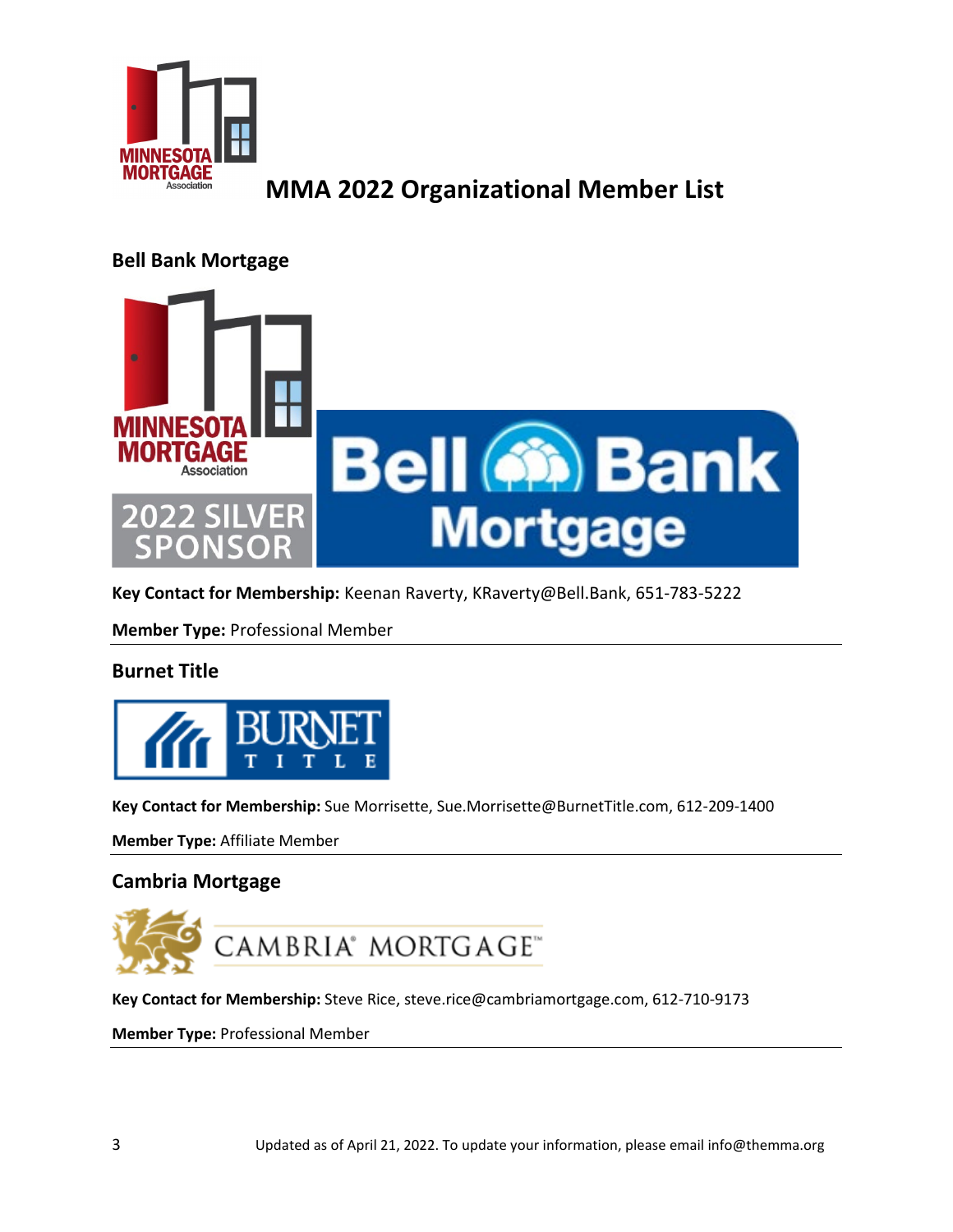# MMA 2022 Organizational Member List

## Bell Bank Mortgage

**Key Contact for Membership:** Keenan Raverty, KRaverty@Bell.Bank, 651-783-5222

**Member Type:** Professional Member

---

## Burnet Title

**Key Contact for Membership:** Sue Morrisette, Sue.Morrisette@BurnetTitle.com, 612-209-1400

**Member Type:** Affiliate Member

---

## Cambria Mortgage

**Key Contact for Membership:** Steve Rice, steve.rice@cambriamortgage.com, 612-710-9173

**Member Type:** Professional Member

---

Updated as of April 21, 2022. To update your information, please email info@themma.org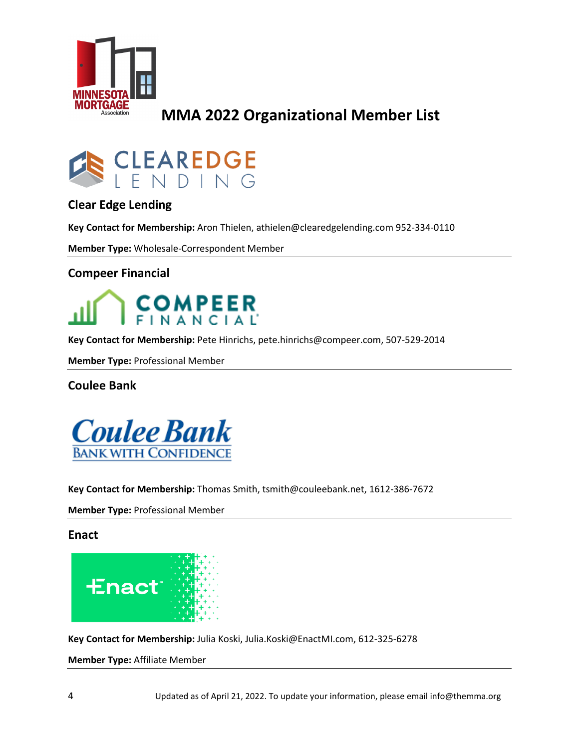# MMA 2022 Organizational Member List

## Clear Edge Lending

**Key Contact for Membership:** Aron Thielen, athielen@clearedgelending.com 952-334-0110

**Member Type:** Wholesale-Correspondent Member

---

## Compeer Financial

**Key Contact for Membership:** Pete Hinrichs, pete.hinrichs@compeer.com, 507-529-2014

**Member Type:** Professional Member

---

## Coulee Bank

**Key Contact for Membership:** Thomas Smith, tsmith@couleebank.net, 1612-386-7672

**Member Type:** Professional Member

---

## Enact

**Key Contact for Membership:** Julia Koski, Julia.Koski@EnactMI.com, 612-325-6278

**Member Type:** Affiliate Member

---

Updated as of April 21, 2022. To update your information, please email info@themma.org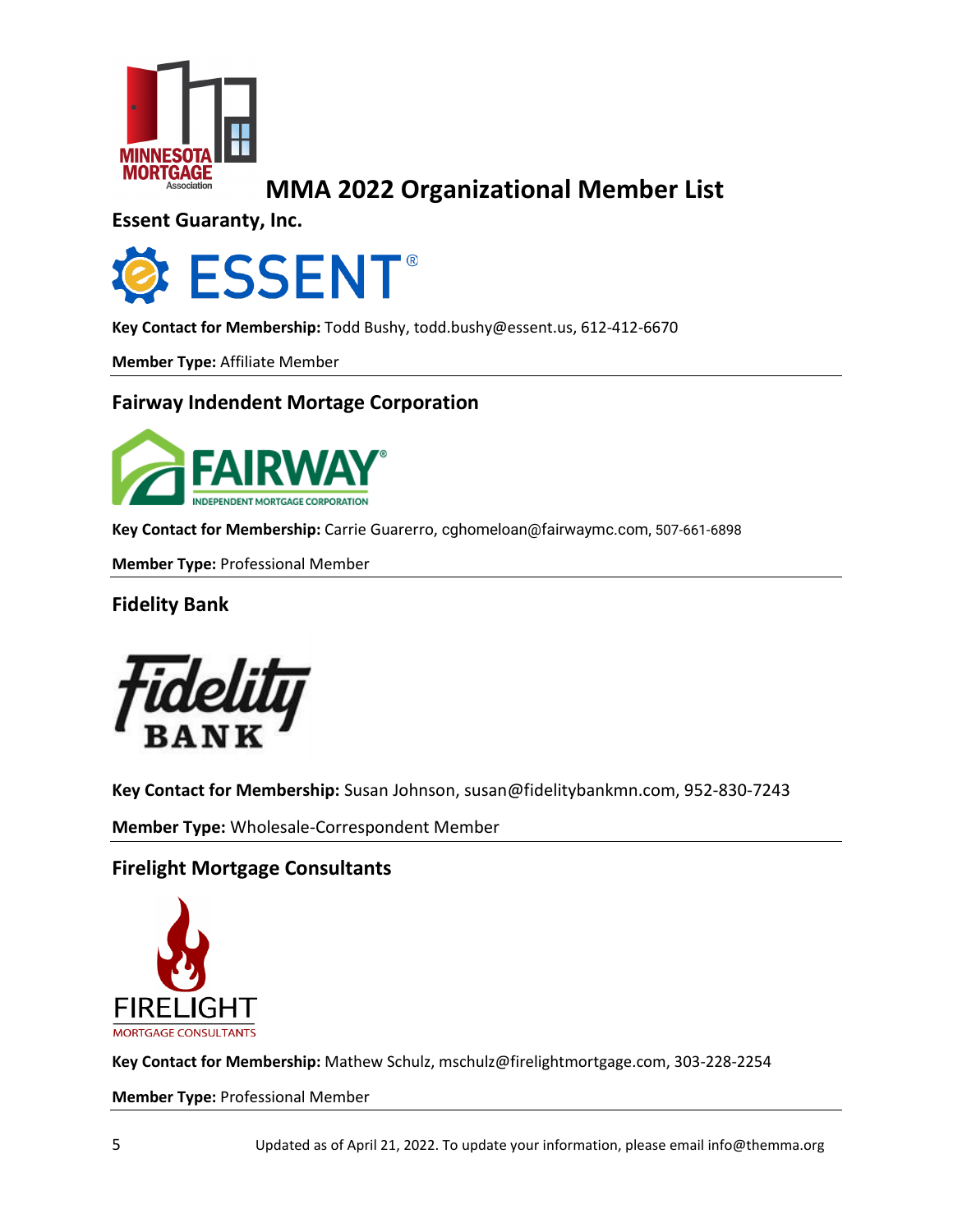# MMA 2022 Organizational Member List

## Essent Guaranty, Inc.

**Key Contact for Membership:** Todd Bushy, todd.bushy@essent.us, 612-412-6670

**Member Type:** Affiliate Member

---

## Fairway Indendent Mortage Corporation

**Key Contact for Membership:** Carrie Guarerro, cghomeloan@fairwaymc.com, 507-661-6898

**Member Type:** Professional Member

---

## Fidelity Bank

**Key Contact for Membership:** Susan Johnson, susan@fidelitybankmn.com, 952-830-7243

**Member Type:** Wholesale-Correspondent Member

---

## Firelight Mortgage Consultants

**Key Contact for Membership:** Mathew Schulz, mschulz@firelightmortgage.com, 303-228-2254

**Member Type:** Professional Member

---

Updated as of April 21, 2022. To update your information, please email info@themma.org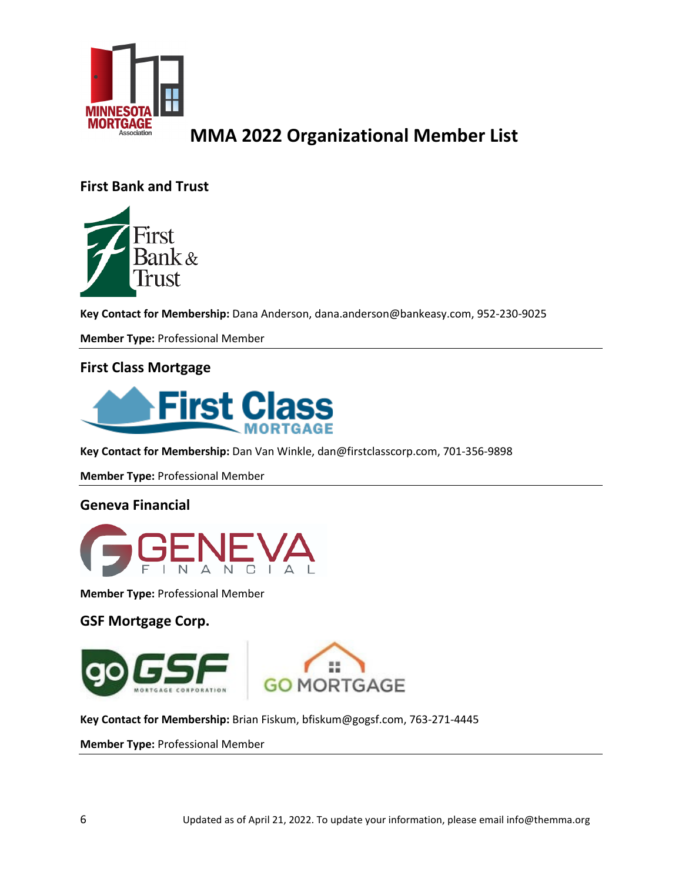# MMA 2022 Organizational Member List

## First Bank and Trust

**Key Contact for Membership:** Dana Anderson, dana.anderson@bankeasy.com, 952-230-9025

**Member Type:** Professional Member

## First Class Mortgage

**Key Contact for Membership:** Dan Van Winkle, dan@firstclasscorp.com, 701-356-9898

**Member Type:** Professional Member

## Geneva Financial

**Member Type:** Professional Member

## GSF Mortgage Corp.

**Key Contact for Membership:** Brian Fiskum, bfiskum@gogsf.com, 763-271-4445

**Member Type:** Professional Member

Updated as of April 21, 2022. To update your information, please email info@themma.org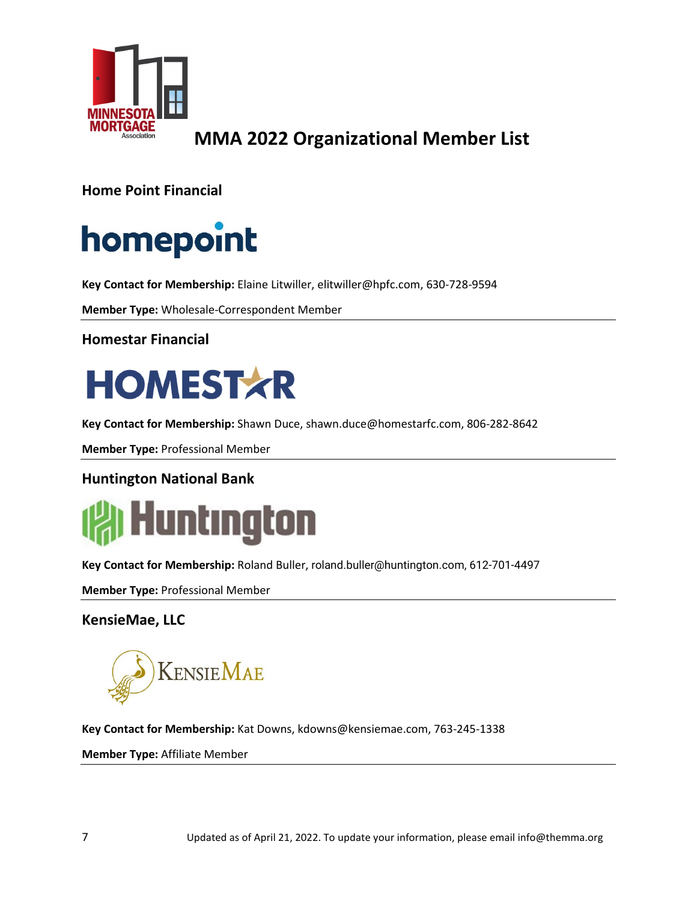# MMA 2022 Organizational Member List

## Home Point Financial

**Key Contact for Membership:** Elaine Litwiller, elitwiller@hpfc.com, 630-728-9594

**Member Type:** Wholesale-Correspondent Member

---

## Homestar Financial

**Key Contact for Membership:** Shawn Duce, shawn.duce@homestarfc.com, 806-282-8642

**Member Type:** Professional Member

---

## Huntington National Bank

**Key Contact for Membership:** Roland Buller, roland.buller@huntington.com, 612-701-4497

**Member Type:** Professional Member

---

## KensieMae, LLC

**Key Contact for Membership:** Kat Downs, kdowns@kensiemae.com, 763-245-1338

**Member Type:** Affiliate Member

---

Updated as of April 21, 2022. To update your information, please email info@themma.org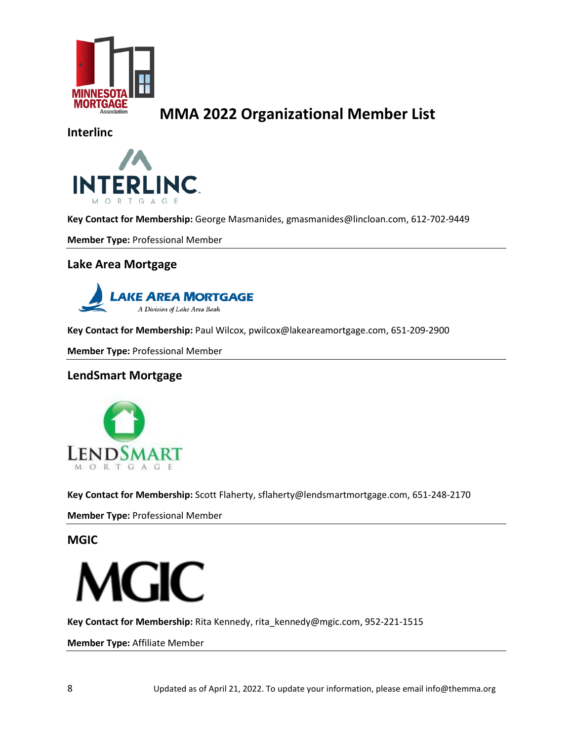# MMA 2022 Organizational Member List

## Interlinc

**Key Contact for Membership:** George Masmanides, gmasmanides@lincloan.com, 612-702-9449

**Member Type:** Professional Member

---

## Lake Area Mortgage

**Key Contact for Membership:** Paul Wilcox, pwilcox@lakeareamortgage.com, 651-209-2900

**Member Type:** Professional Member

---

## LendSmart Mortgage

**Key Contact for Membership:** Scott Flaherty, sflaherty@lendsmartmortgage.com, 651-248-2170

**Member Type:** Professional Member

---

## MGIC

**Key Contact for Membership:** Rita Kennedy, rita_kennedy@mgic.com, 952-221-1515

**Member Type:** Affiliate Member

---

Updated as of April 21, 2022. To update your information, please email info@themma.org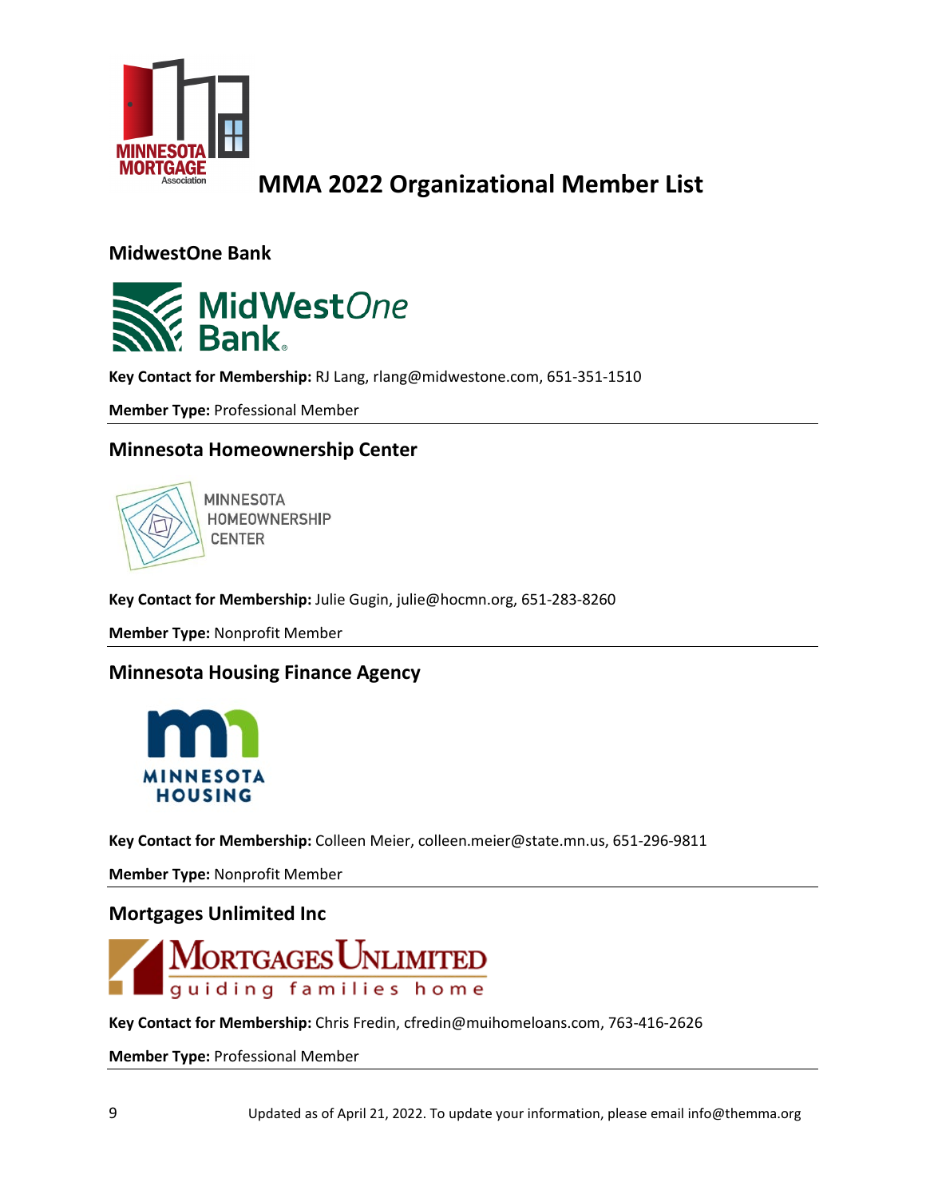# MMA 2022 Organizational Member List

## MidwestOne Bank

**Key Contact for Membership:** RJ Lang, rlang@midwestone.com, 651-351-1510

**Member Type:** Professional Member

## Minnesota Homeownership Center

**Key Contact for Membership:** Julie Gugin, julie@hocmn.org, 651-283-8260

**Member Type:** Nonprofit Member

## Minnesota Housing Finance Agency

**Key Contact for Membership:** Colleen Meier, colleen.meier@state.mn.us, 651-296-9811

**Member Type:** Nonprofit Member

## Mortgages Unlimited Inc

**Key Contact for Membership:** Chris Fredin, cfredin@muihomeloans.com, 763-416-2626

**Member Type:** Professional Member

Updated as of April 21, 2022. To update your information, please email info@themma.org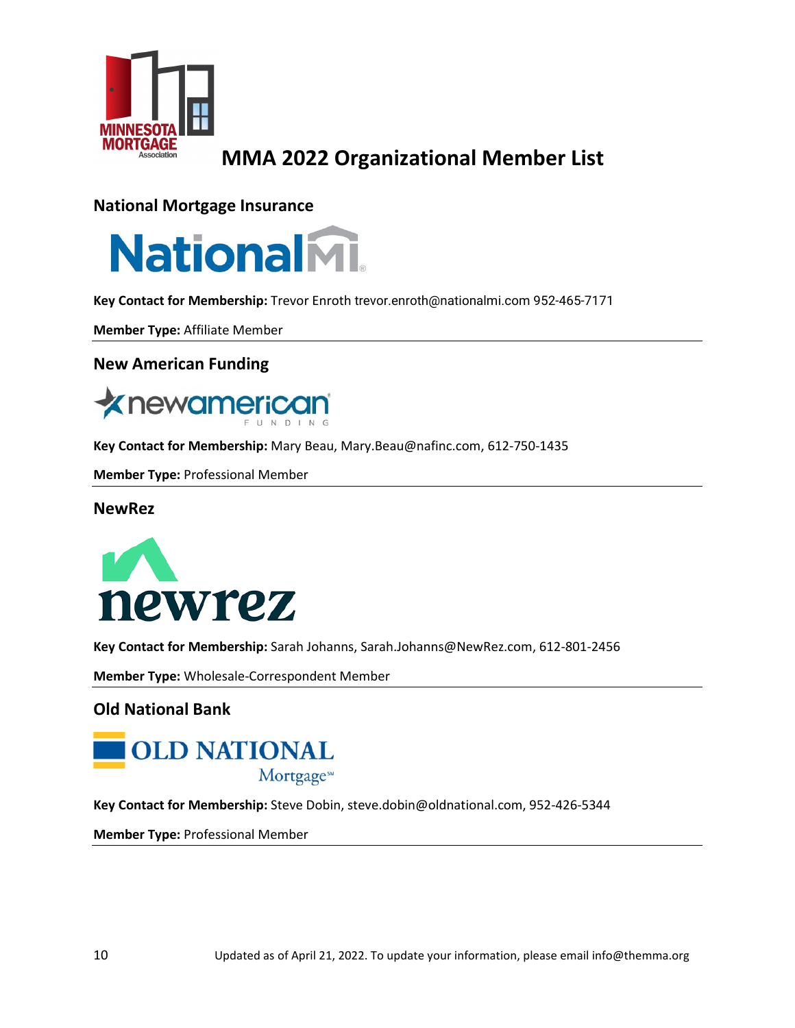# MMA 2022 Organizational Member List

## National Mortgage Insurance

**Key Contact for Membership:** Trevor Enroth trevor.enroth@nationalmi.com 952-465-7171

**Member Type:** Affiliate Member

---

## New American Funding

**Key Contact for Membership:** Mary Beau, Mary.Beau@nafinc.com, 612-750-1435

**Member Type:** Professional Member

---

## NewRez

**Key Contact for Membership:** Sarah Johanns, Sarah.Johanns@NewRez.com, 612-801-2456

**Member Type:** Wholesale-Correspondent Member

---

## Old National Bank

**Key Contact for Membership:** Steve Dobin, steve.dobin@oldnational.com, 952-426-5344

**Member Type:** Professional Member

---

Updated as of April 21, 2022. To update your information, please email info@themma.org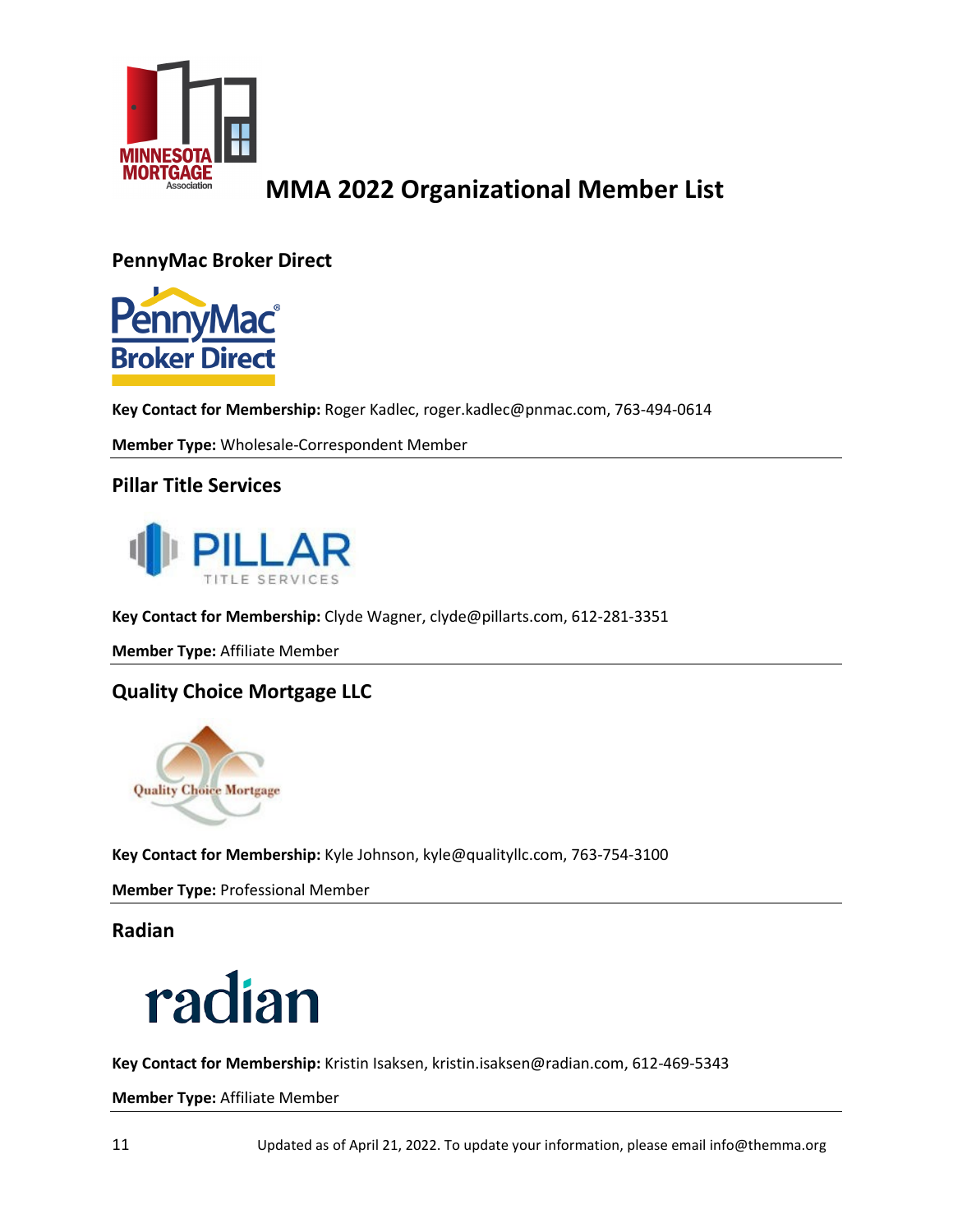# MMA 2022 Organizational Member List

## PennyMac Broker Direct

**Key Contact for Membership:** Roger Kadlec, roger.kadlec@pnmac.com, 763-494-0614

**Member Type:** Wholesale-Correspondent Member

## Pillar Title Services

**Key Contact for Membership:** Clyde Wagner, clyde@pillarts.com, 612-281-3351

**Member Type:** Affiliate Member

## Quality Choice Mortgage LLC

**Key Contact for Membership:** Kyle Johnson, kyle@qualityllc.com, 763-754-3100

**Member Type:** Professional Member

## Radian

**Key Contact for Membership:** Kristin Isaksen, kristin.isaksen@radian.com, 612-469-5343

**Member Type:** Affiliate Member

Updated as of April 21, 2022. To update your information, please email info@themma.org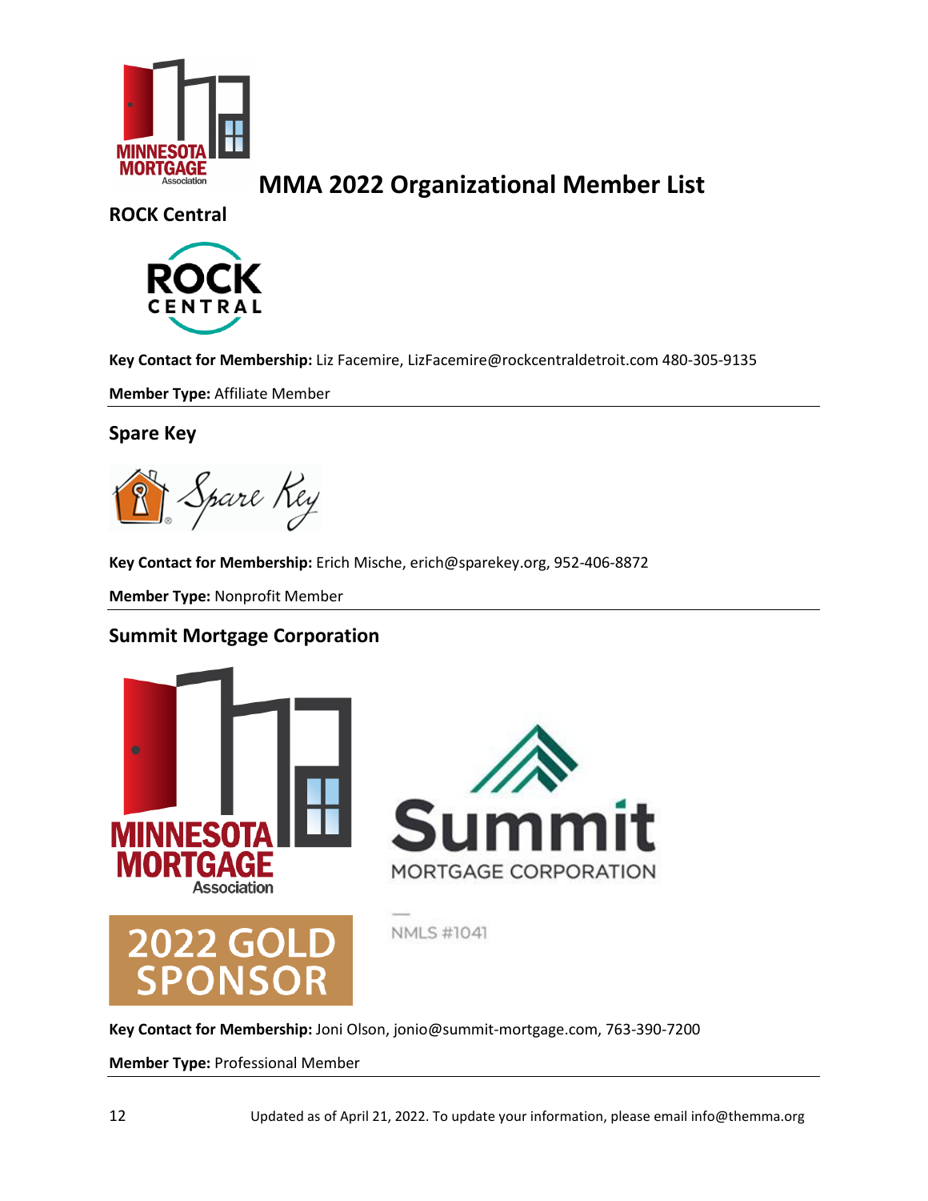# MMA 2022 Organizational Member List

## ROCK Central

**Key Contact for Membership:** Liz Facemire, LizFacemire@rockcentraldetroit.com 480-305-9135

**Member Type:** Affiliate Member

---

## Spare Key

**Key Contact for Membership:** Erich Mische, erich@sparekey.org, 952-406-8872

**Member Type:** Nonprofit Member

---

## Summit Mortgage Corporation

2022 GOLD SPONSOR

NMLS #1041

**Key Contact for Membership:** Joni Olson, jonio@summit-mortgage.com, 763-390-7200

**Member Type:** Professional Member

---

Updated as of April 21, 2022. To update your information, please email info@themma.org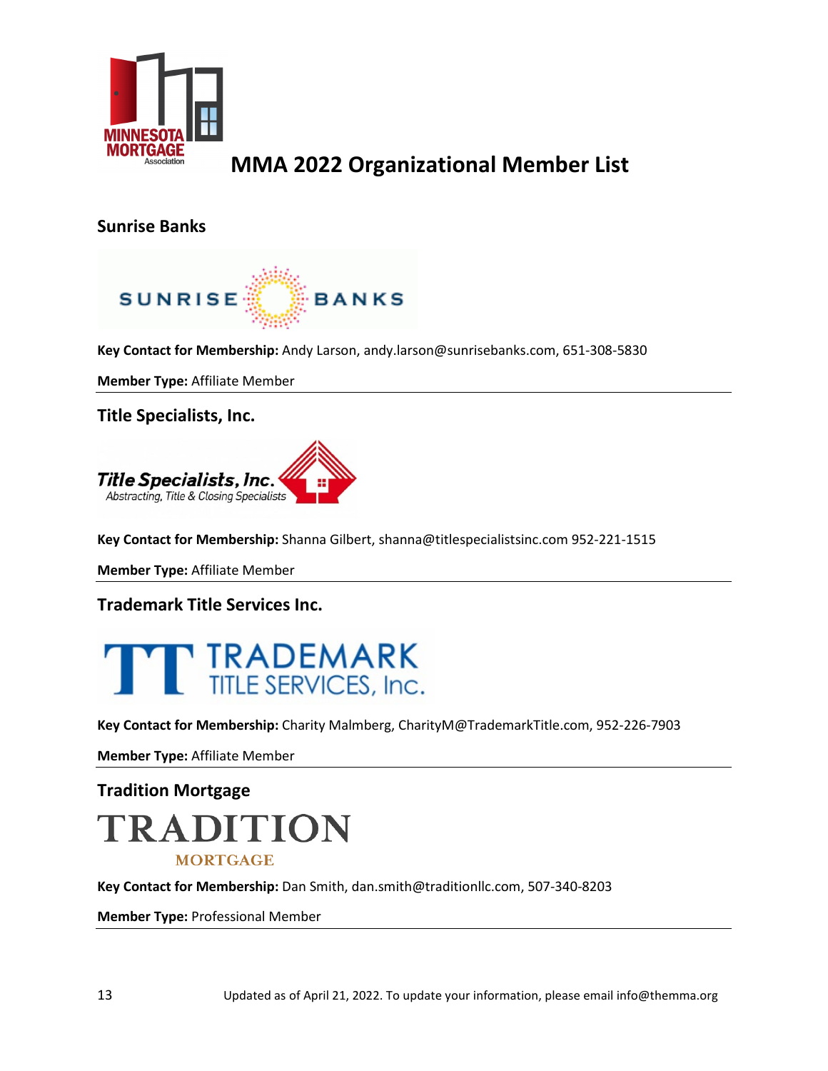# MMA 2022 Organizational Member List

### Sunrise Banks

**Key Contact for Membership:** Andy Larson, andy.larson@sunrisebanks.com, 651-308-5830

**Member Type:** Affiliate Member

---

### Title Specialists, Inc.

**Key Contact for Membership:** Shanna Gilbert, shanna@titlespecialistsinc.com 952-221-1515

**Member Type:** Affiliate Member

---

### Trademark Title Services Inc.

**Key Contact for Membership:** Charity Malmberg, CharityM@TrademarkTitle.com, 952-226-7903

**Member Type:** Affiliate Member

---

### Tradition Mortgage

**Key Contact for Membership:** Dan Smith, dan.smith@traditionllc.com, 507-340-8203

**Member Type:** Professional Member

---

Updated as of April 21, 2022. To update your information, please email info@themma.org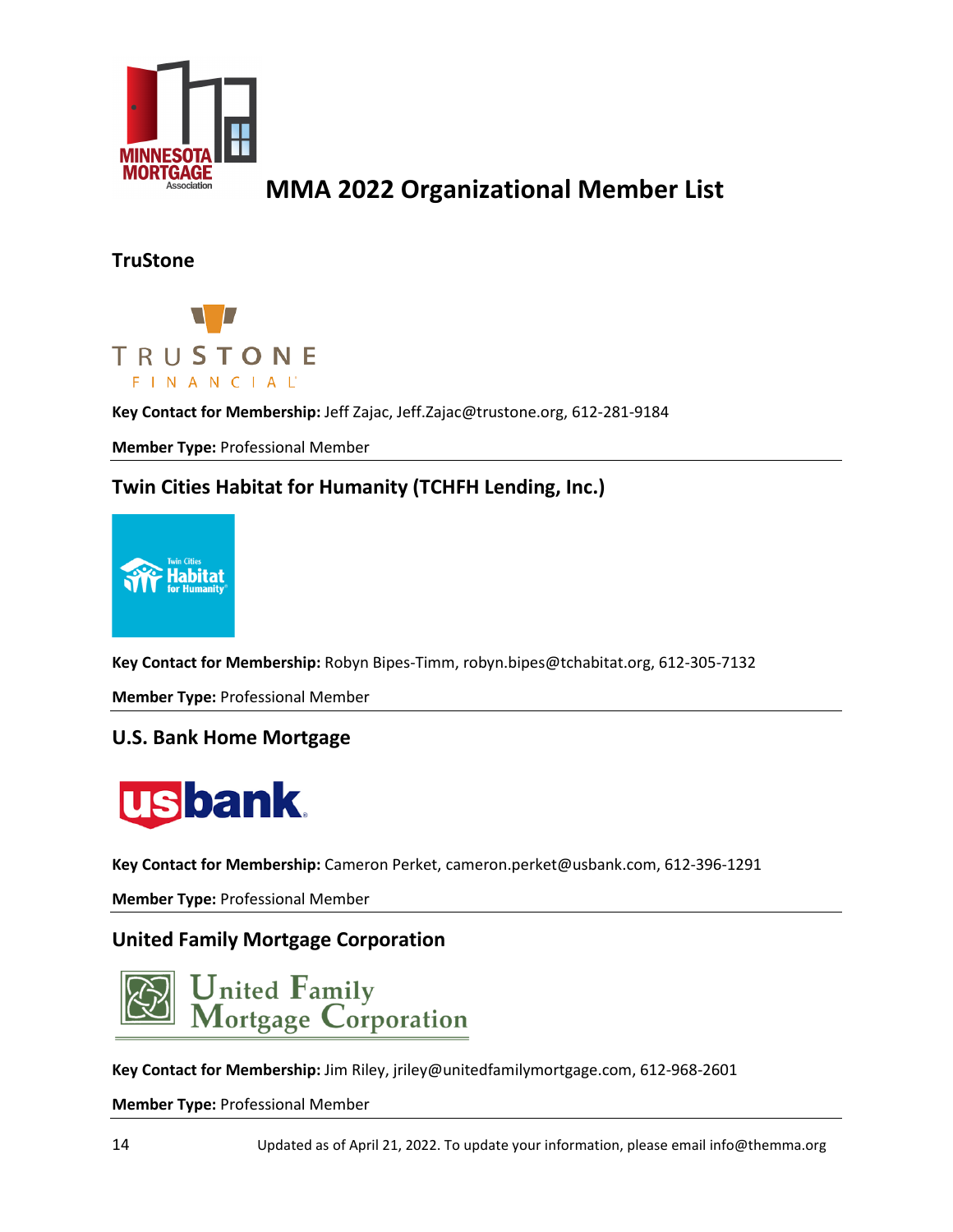# MMA 2022 Organizational Member List

## TruStone

**Key Contact for Membership:** Jeff Zajac, Jeff.Zajac@trustone.org, 612-281-9184

**Member Type:** Professional Member

---

## Twin Cities Habitat for Humanity (TCHFH Lending, Inc.)

**Key Contact for Membership:** Robyn Bipes-Timm, robyn.bipes@tchabitat.org, 612-305-7132

**Member Type:** Professional Member

---

## U.S. Bank Home Mortgage

**Key Contact for Membership:** Cameron Perket, cameron.perket@usbank.com, 612-396-1291

**Member Type:** Professional Member

---

## United Family Mortgage Corporation

**Key Contact for Membership:** Jim Riley, jriley@unitedfamilymortgage.com, 612-968-2601

**Member Type:** Professional Member

---

Updated as of April 21, 2022. To update your information, please email info@themma.org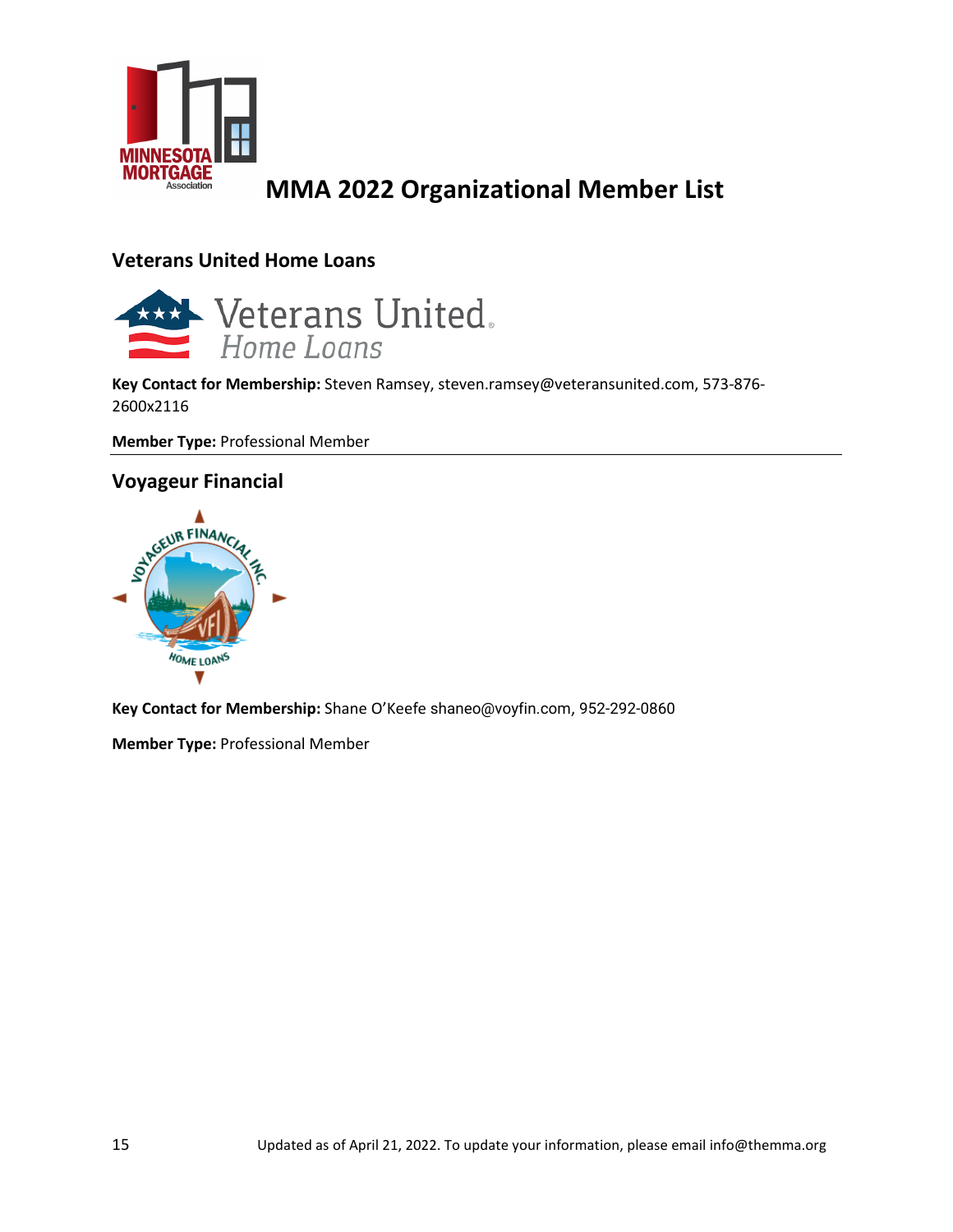# MMA 2022 Organizational Member List

## Veterans United Home Loans

**Key Contact for Membership:** Steven Ramsey, steven.ramsey@veteransunited.com, 573-876-2600x2116

**Member Type:** Professional Member

---

## Voyageur Financial

**Key Contact for Membership:** Shane O'Keefe shaneo@voyfin.com, 952-292-0860

**Member Type:** Professional Member

Updated as of April 21, 2022. To update your information, please email info@themma.org